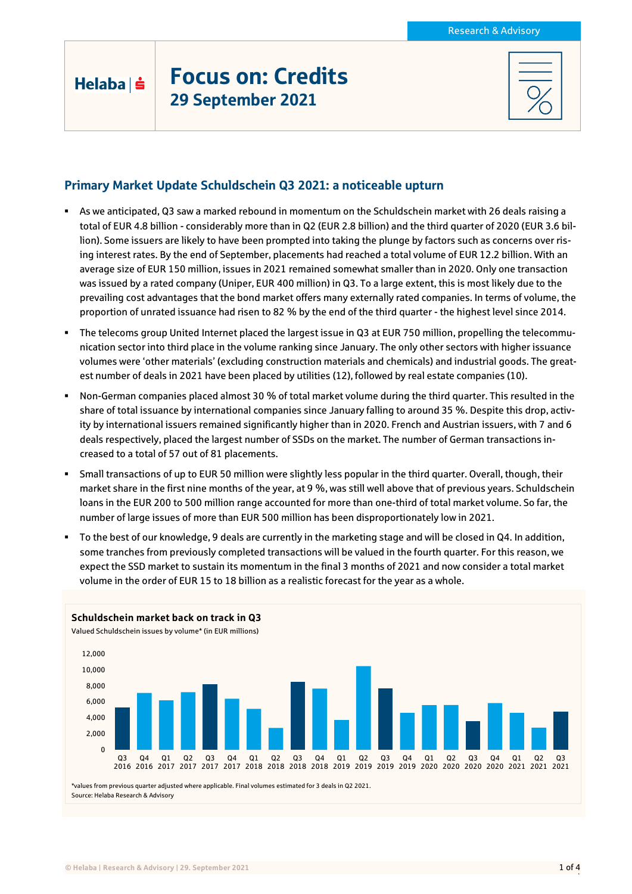Research & Advisory

Helaba

# Focus on: Credits

## 29 September 2021

## Primary Market Update Schuldschein Q3 2021: a noticeable upturn

- As we anticipated, Q3 saw a marked rebound in momentum on the Schuldschein market with 26 deals raising a total of EUR 4.8 billion - considerably more than in Q2 (EUR 2.8 billion) and the third quarter of 2020 (EUR 3.6 billion). Some issuers are likely to have been prompted into taking the plunge by factors such as concerns over rising interest rates. By the end of September, placements had reached a total volume of EUR 12.2 billion. With an average size of EUR 150 million, issues in 2021 remained somewhat smaller than in 2020. Only one transaction was issued by a rated company (Uniper, EUR 400 million) in Q3. To a large extent, this is most likely due to the prevailing cost advantages that the bond market offers many externally rated companies. In terms of volume, the proportion of unrated issuance had risen to 82 % by the end of the third quarter - the highest level since 2014.
- The telecoms group United Internet placed the largest issue in Q3 at EUR 750 million, propelling the telecommunication sector into third place in the volume ranking since January. The only other sectors with higher issuance volumes were 'other materials' (excluding construction materials and chemicals) and industrial goods. The greatest number of deals in 2021 have been placed by utilities (12), followed by real estate companies (10).
- Non-German companies placed almost 30 % of total market volume during the third quarter. This resulted in the share of total issuance by international companies since January falling to around 35 %. Despite this drop, activity by international issuers remained significantly higher than in 2020. French and Austrian issuers, with 7 and 6 deals respectively, placed the largest number of SSDs on the market. The number of German transactions increased to a total of 57 out of 81 placements.
- Small transactions of up to EUR 50 million were slightly less popular in the third quarter. Overall, though, their market share in the first nine months of the year, at 9 %, was still well above that of previous years. Schuldschein loans in the EUR 200 to 500 million range accounted for more than one-third of total market volume. So far, the number of large issues of more than EUR 500 million has been disproportionately low in 2021.
- To the best of our knowledge, 9 deals are currently in the marketing stage and will be closed in Q4. In addition, some tranches from previously completed transactions will be valued in the fourth quarter. For this reason, we expect the SSD market to sustain its momentum in the final 3 months of 2021 and now consider a total market volume in the order of EUR 15 to 18 billion as a realistic forecast for the year as a whole.

**Schuldschein market back on track in Q3**

Valued Schuldschein issues by volume* (in EUR millions)

| Quarter | Volume (approx.) |
|---|---|
| Q3 2016 | 5,300 |
| Q4 2016 | 7,100 |
| Q1 2017 | 6,200 |
| Q2 2017 | 7,200 |
| Q3 2017 | 8,200 |
| Q4 2017 | 6,400 |
| Q1 2018 | 5,100 |
| Q2 2018 | 2,700 |
| Q3 2018 | 8,500 |
| Q4 2018 | 7,600 |
| Q1 2019 | 3,700 |
| Q2 2019 | 10,500 |
| Q3 2019 | 7,600 |
| Q4 2019 | 4,600 |
| Q1 2020 | 5,600 |
| Q2 2020 | 5,600 |
| Q3 2020 | 3,600 |
| Q4 2020 | 5,800 |
| Q1 2021 | 4,600 |
| Q2 2021 | 2,800 |
| Q3 2021 | 4,800 |

*values from previous quarter adjusted where applicable. Final volumes estimated for 3 deals in Q2 2021.
Source: Helaba Research & Advisory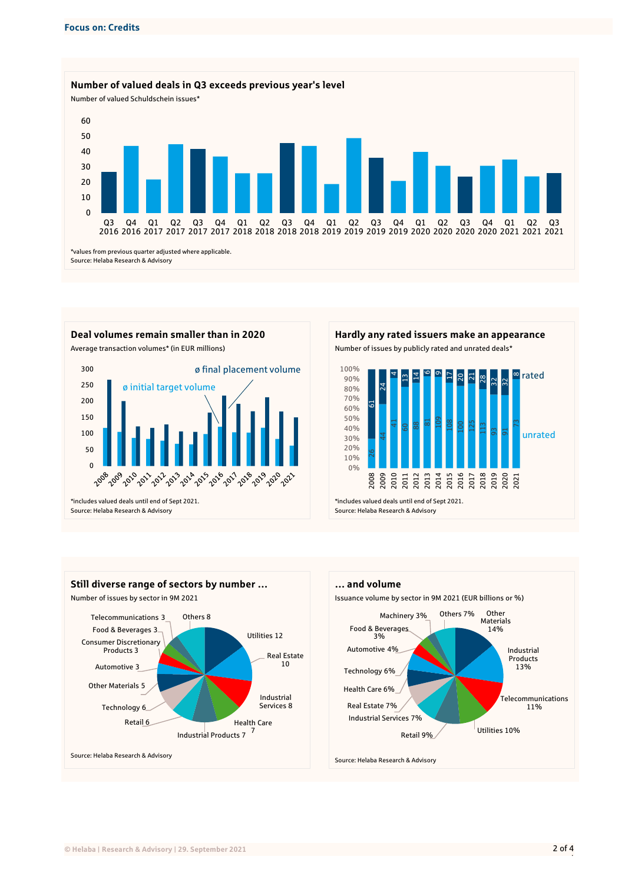## Focus on: Credits

### Number of valued deals in Q3 exceeds previous year's level

Number of valued Schuldschein issues*

*values from previous quarter adjusted where applicable.
Source: Helaba Research & Advisory

### Deal volumes remain smaller than in 2020

Average transaction volumes* (in EUR millions)

ø final placement volume
ø initial target volume

*includes valued deals until end of Sept 2021.
Source: Helaba Research & Advisory

### Hardly any rated issuers make an appearance

Number of issues by publicly rated and unrated deals*

| Year | unrated | rated |
|---|---|---|
| 2008 | 26 | 61 |
| 2009 | 44 | 24 |
| 2010 | 41 | 4 |
| 2011 | 60 | 13 |
| 2012 | 88 | 14 |
| 2013 | 81 | 6 |
| 2014 | 109 | 9 |
| 2015 | 108 | 17 |
| 2016 | 100 | 20 |
| 2017 | 125 | 21 |
| 2018 | 113 | 28 |
| 2019 | 93 | 32 |
| 2020 | 91 | 32 |
| 2021 | 73 | 8 |

*includes valued deals until end of Sept 2021.
Source: Helaba Research & Advisory

### Still diverse range of sectors by number …

Number of issues by sector in 9M 2021

| Sector | Number |
|---|---|
| Utilities | 12 |
| Real Estate | 10 |
| Industrial Services | 8 |
| Health Care | 7 |
| Industrial Products | 7 |
| Retail | 6 |
| Technology | 6 |
| Other Materials | 5 |
| Automotive | 3 |
| Consumer Discretionary Products | 3 |
| Food & Beverages | 3 |
| Telecommunications | 3 |
| Others | 8 |

Source: Helaba Research & Advisory

### … and volume

Issuance volume by sector in 9M 2021 (EUR billions or %)

| Sector | Share |
|---|---|
| Other Materials | 14% |
| Industrial Products | 13% |
| Telecommunications | 11% |
| Utilities | 10% |
| Retail | 9% |
| Industrial Services | 7% |
| Real Estate | 7% |
| Health Care | 6% |
| Technology | 6% |
| Automotive | 4% |
| Food & Beverages | 3% |
| Machinery | 3% |
| Others | 7% |

Source: Helaba Research & Advisory

© Helaba | Research & Advisory | 29. September 2021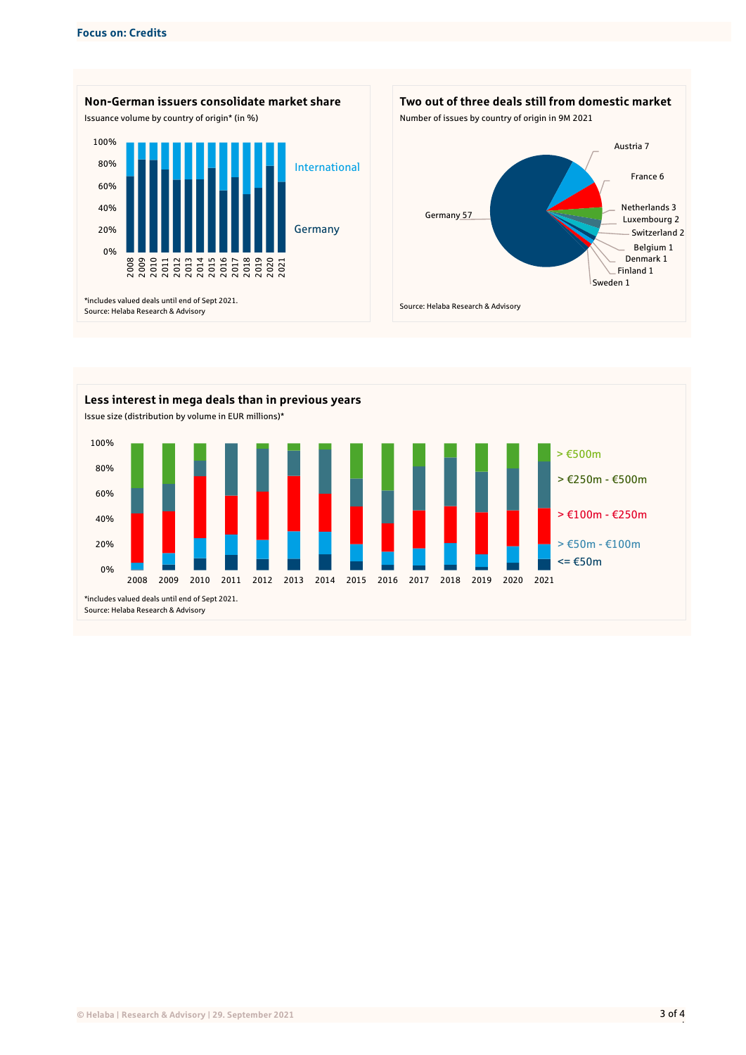## Focus on: Credits

### Non-German issuers consolidate market share

Issuance volume by country of origin* (in %)

*includes valued deals until end of Sept 2021.
Source: Helaba Research & Advisory

### Two out of three deals still from domestic market

Number of issues by country of origin in 9M 2021

| Country | Number of issues |
|---|---|
| Germany | 57 |
| Austria | 7 |
| France | 6 |
| Netherlands | 3 |
| Luxembourg | 2 |
| Switzerland | 2 |
| Belgium | 1 |
| Denmark | 1 |
| Finland | 1 |
| Sweden | 1 |

Source: Helaba Research & Advisory

### Less interest in mega deals than in previous years

Issue size (distribution by volume in EUR millions)*

*includes valued deals until end of Sept 2021.
Source: Helaba Research & Advisory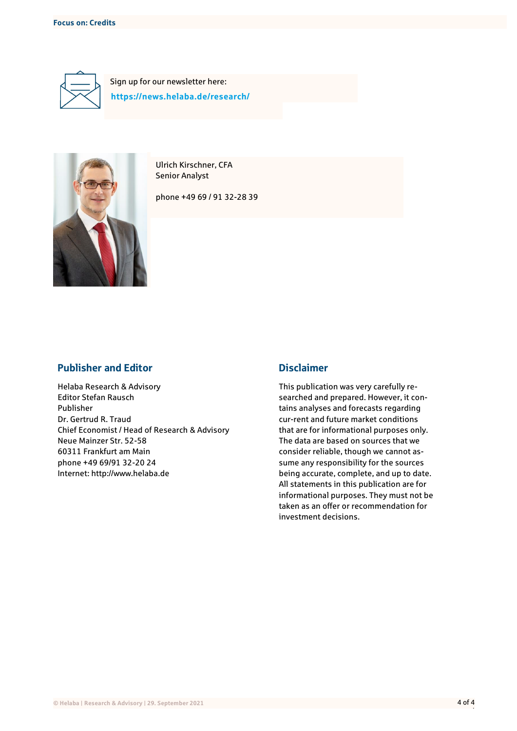Sign up for our newsletter here:
**https://news.helaba.de/research/**

Ulrich Kirschner, CFA
Senior Analyst

phone +49 69 / 91 32-28 39

## Publisher and Editor

Helaba Research & Advisory
Editor Stefan Rausch
Publisher
Dr. Gertrud R. Traud
Chief Economist / Head of Research & Advisory
Neue Mainzer Str. 52-58
60311 Frankfurt am Main
phone +49 69/91 32-20 24
Internet: http://www.helaba.de

## Disclaimer

This publication was very carefully researched and prepared. However, it contains analyses and forecasts regarding cur-rent and future market conditions that are for informational purposes only. The data are based on sources that we consider reliable, though we cannot assume any responsibility for the sources being accurate, complete, and up to date. All statements in this publication are for informational purposes. They must not be taken as an offer or recommendation for investment decisions.